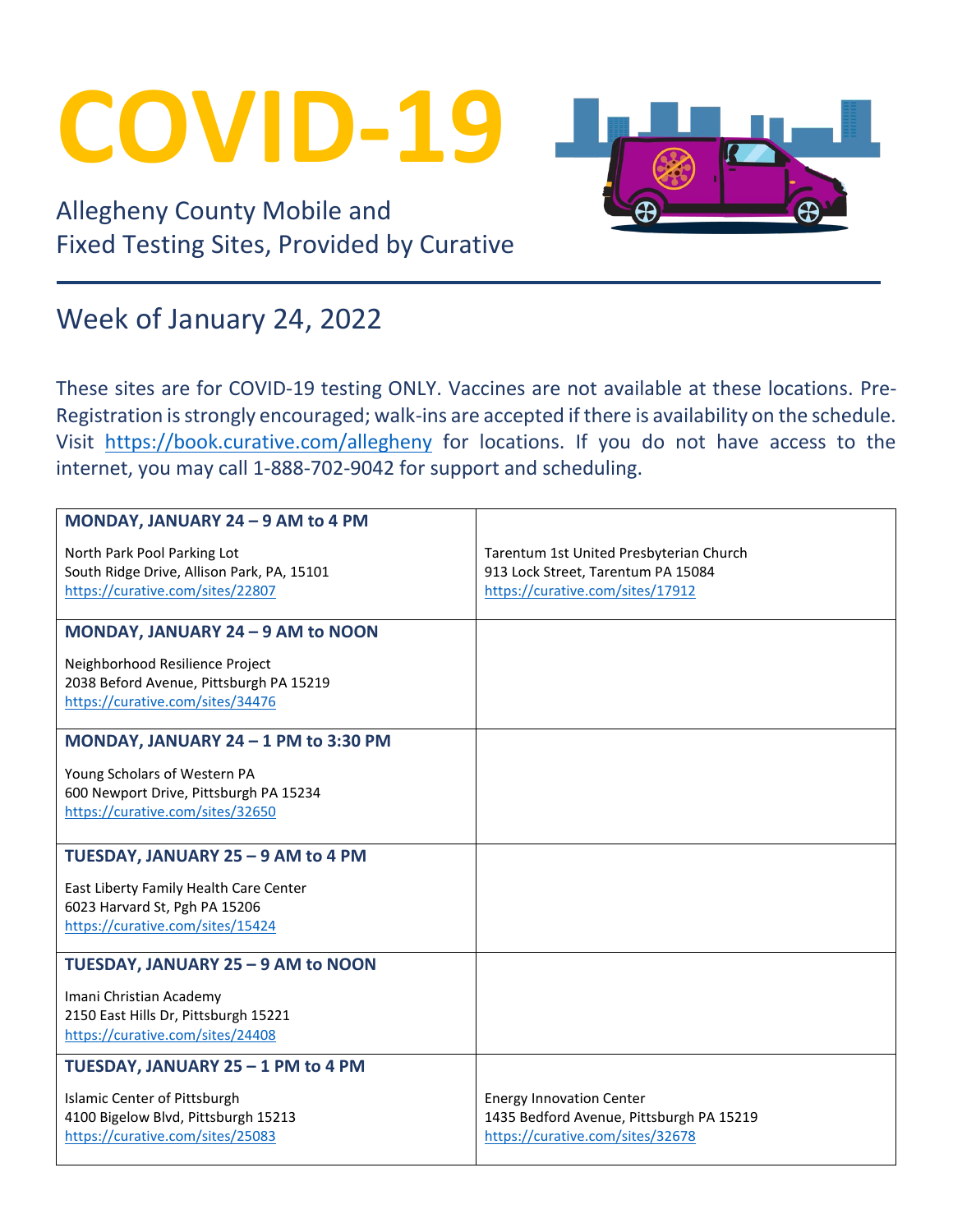# COVID-19

Allegheny County Mobile and Fixed Testing Sites, Provided by Curative

## Week of January 24, 2022

These sites are for COVID-19 testing ONLY. Vaccines are not available at these locations. Pre-Registration is strongly encouraged; walk-ins are accepted if there is availability on the schedule. Visit https://book.curative.com/allegheny for locations. If you do not have access to the internet, you may call 1-888-702-9042 for support and scheduling.

| **MONDAY, JANUARY 24 – 9 AM to 4 PM** | |
|---|---|
| North Park Pool Parking Lot<br>South Ridge Drive, Allison Park, PA, 15101<br>https://curative.com/sites/22807 | Tarentum 1st United Presbyterian Church<br>913 Lock Street, Tarentum PA 15084<br>https://curative.com/sites/17912 |
| **MONDAY, JANUARY 24 – 9 AM to NOON** | |
| Neighborhood Resilience Project<br>2038 Beford Avenue, Pittsburgh PA 15219<br>https://curative.com/sites/34476 | |
| **MONDAY, JANUARY 24 – 1 PM to 3:30 PM** | |
| Young Scholars of Western PA<br>600 Newport Drive, Pittsburgh PA 15234<br>https://curative.com/sites/32650 | |
| **TUESDAY, JANUARY 25 – 9 AM to 4 PM** | |
| East Liberty Family Health Care Center<br>6023 Harvard St, Pgh PA 15206<br>https://curative.com/sites/15424 | |
| **TUESDAY, JANUARY 25 – 9 AM to NOON** | |
| Imani Christian Academy<br>2150 East Hills Dr, Pittsburgh 15221<br>https://curative.com/sites/24408 | |
| **TUESDAY, JANUARY 25 – 1 PM to 4 PM** | |
| Islamic Center of Pittsburgh<br>4100 Bigelow Blvd, Pittsburgh 15213<br>https://curative.com/sites/25083 | Energy Innovation Center<br>1435 Bedford Avenue, Pittsburgh PA 15219<br>https://curative.com/sites/32678 |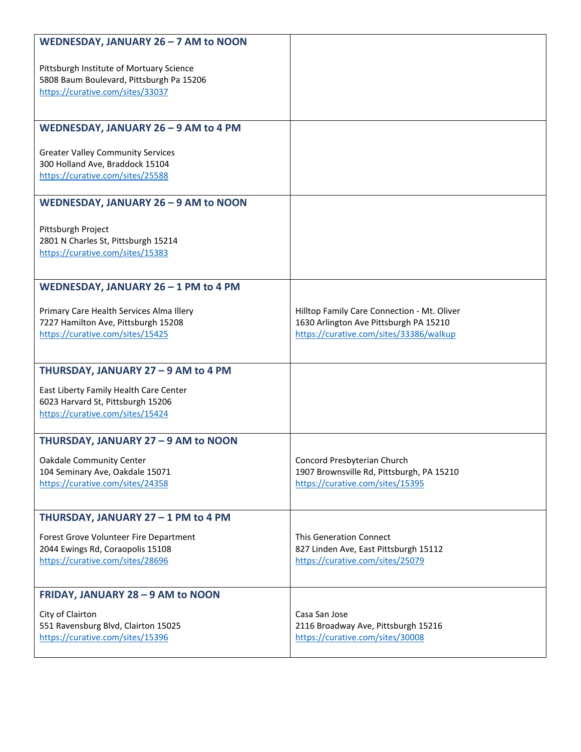| WEDNESDAY, JANUARY 26 – 7 AM to NOON | |
| --- | --- |
| Pittsburgh Institute of Mortuary Science<br>5808 Baum Boulevard, Pittsburgh Pa 15206<br>https://curative.com/sites/33037 | |
| **WEDNESDAY, JANUARY 26 – 9 AM to 4 PM** | |
| Greater Valley Community Services<br>300 Holland Ave, Braddock 15104<br>https://curative.com/sites/25588 | |
| **WEDNESDAY, JANUARY 26 – 9 AM to NOON** | |
| Pittsburgh Project<br>2801 N Charles St, Pittsburgh 15214<br>https://curative.com/sites/15383 | |
| **WEDNESDAY, JANUARY 26 – 1 PM to 4 PM** | |
| Primary Care Health Services Alma Illery<br>7227 Hamilton Ave, Pittsburgh 15208<br>https://curative.com/sites/15425 | Hilltop Family Care Connection - Mt. Oliver<br>1630 Arlington Ave Pittsburgh PA 15210<br>https://curative.com/sites/33386/walkup |
| **THURSDAY, JANUARY 27 – 9 AM to 4 PM** | |
| East Liberty Family Health Care Center<br>6023 Harvard St, Pittsburgh 15206<br>https://curative.com/sites/15424 | |
| **THURSDAY, JANUARY 27 – 9 AM to NOON** | |
| Oakdale Community Center<br>104 Seminary Ave, Oakdale 15071<br>https://curative.com/sites/24358 | Concord Presbyterian Church<br>1907 Brownsville Rd, Pittsburgh, PA 15210<br>https://curative.com/sites/15395 |
| **THURSDAY, JANUARY 27 – 1 PM to 4 PM** | |
| Forest Grove Volunteer Fire Department<br>2044 Ewings Rd, Coraopolis 15108<br>https://curative.com/sites/28696 | This Generation Connect<br>827 Linden Ave, East Pittsburgh 15112<br>https://curative.com/sites/25079 |
| **FRIDAY, JANUARY 28 – 9 AM to NOON** | |
| City of Clairton<br>551 Ravensburg Blvd, Clairton 15025<br>https://curative.com/sites/15396 | Casa San Jose<br>2116 Broadway Ave, Pittsburgh 15216<br>https://curative.com/sites/30008 |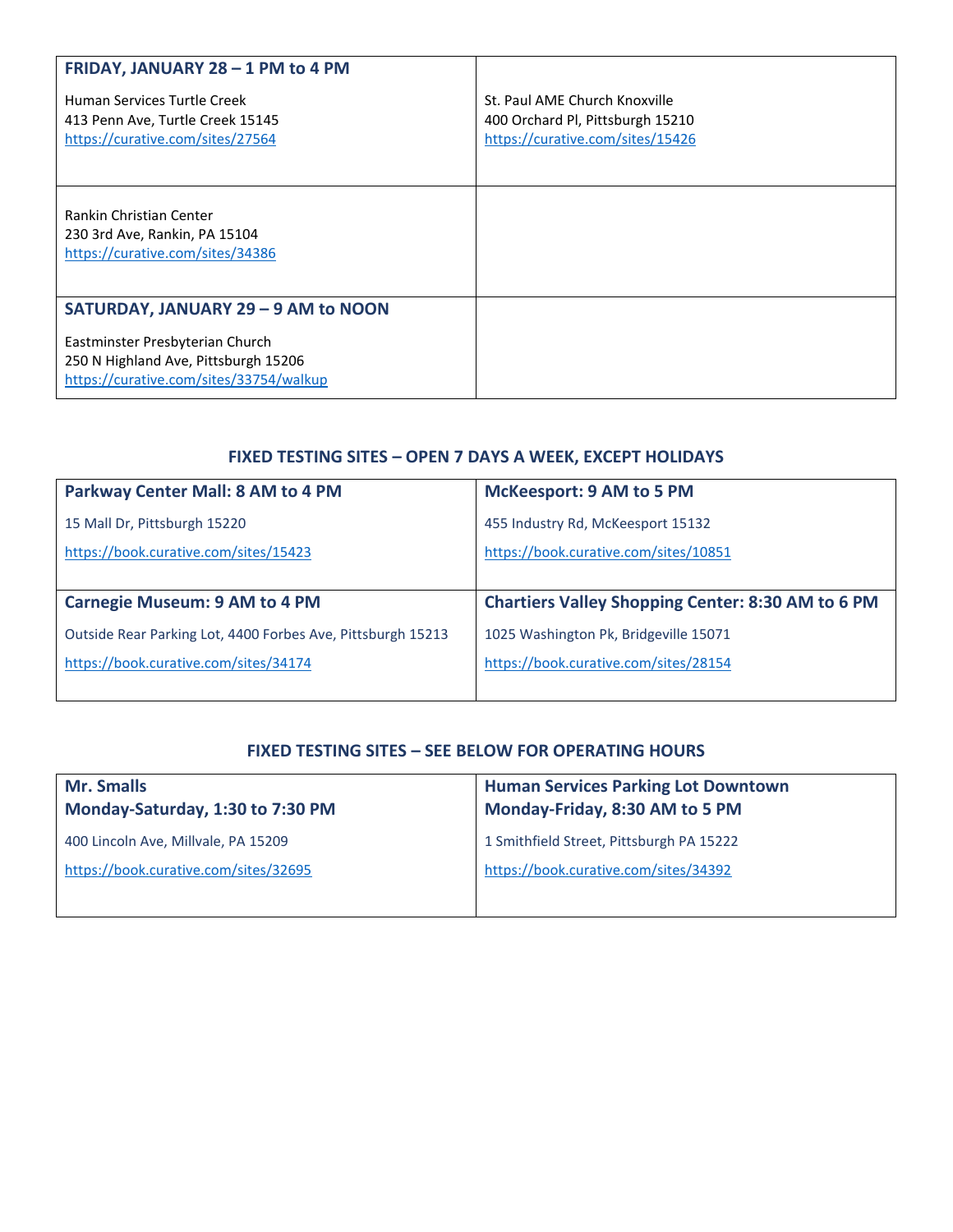| | |
|---|---|
| **FRIDAY, JANUARY 28 – 1 PM to 4 PM**<br><br>Human Services Turtle Creek<br>413 Penn Ave, Turtle Creek 15145<br>https://curative.com/sites/27564 | St. Paul AME Church Knoxville<br>400 Orchard Pl, Pittsburgh 15210<br>https://curative.com/sites/15426 |
| Rankin Christian Center<br>230 3rd Ave, Rankin, PA 15104<br>https://curative.com/sites/34386 | |
| **SATURDAY, JANUARY 29 – 9 AM to NOON**<br><br>Eastminster Presbyterian Church<br>250 N Highland Ave, Pittsburgh 15206<br>https://curative.com/sites/33754/walkup | |

## FIXED TESTING SITES – OPEN 7 DAYS A WEEK, EXCEPT HOLIDAYS

| | |
|---|---|
| **Parkway Center Mall: 8 AM to 4 PM**<br><br>15 Mall Dr, Pittsburgh 15220<br><br>https://book.curative.com/sites/15423 | **McKeesport: 9 AM to 5 PM**<br><br>455 Industry Rd, McKeesport 15132<br><br>https://book.curative.com/sites/10851 |
| **Carnegie Museum: 9 AM to 4 PM**<br><br>Outside Rear Parking Lot, 4400 Forbes Ave, Pittsburgh 15213<br><br>https://book.curative.com/sites/34174 | **Chartiers Valley Shopping Center: 8:30 AM to 6 PM**<br><br>1025 Washington Pk, Bridgeville 15071<br><br>https://book.curative.com/sites/28154 |

## FIXED TESTING SITES – SEE BELOW FOR OPERATING HOURS

| | |
|---|---|
| **Mr. Smalls**<br>**Monday-Saturday, 1:30 to 7:30 PM**<br><br>400 Lincoln Ave, Millvale, PA 15209<br><br>https://book.curative.com/sites/32695 | **Human Services Parking Lot Downtown**<br>**Monday-Friday, 8:30 AM to 5 PM**<br><br>1 Smithfield Street, Pittsburgh PA 15222<br><br>https://book.curative.com/sites/34392 |